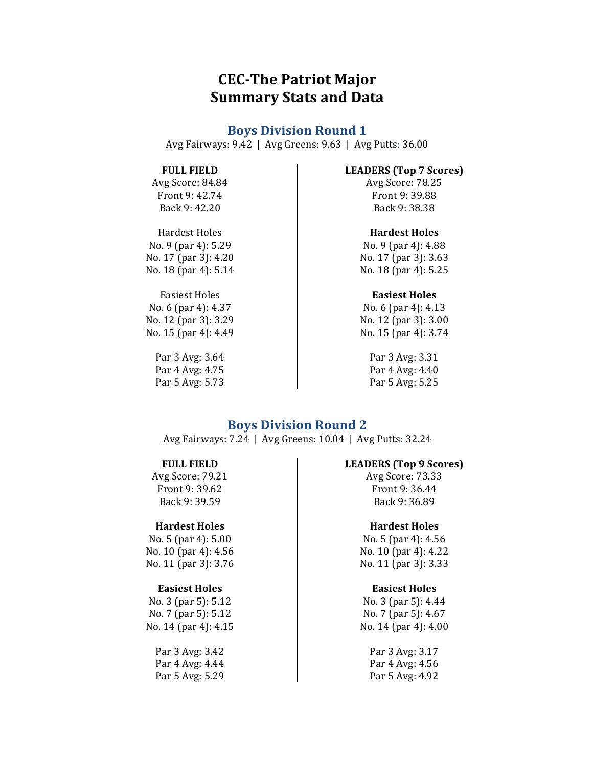# CEC-The Patriot Major
# Summary Stats and Data

## Boys Division Round 1

Avg Fairways: 9.42 | Avg Greens: 9.63 | Avg Putts: 36.00

**FULL FIELD**

Avg Score: 84.84
Front 9: 42.74
Back 9: 42.20

Hardest Holes
No. 9 (par 4): 5.29
No. 17 (par 3): 4.20
No. 18 (par 4): 5.14

Easiest Holes
No. 6 (par 4): 4.37
No. 12 (par 3): 3.29
No. 15 (par 4): 4.49

Par 3 Avg: 3.64
Par 4 Avg: 4.75
Par 5 Avg: 5.73

**LEADERS (Top 7 Scores)**

Avg Score: 78.25
Front 9: 39.88
Back 9: 38.38

**Hardest Holes**
No. 9 (par 4): 4.88
No. 17 (par 3): 3.63
No. 18 (par 4): 5.25

**Easiest Holes**
No. 6 (par 4): 4.13
No. 12 (par 3): 3.00
No. 15 (par 4): 3.74

Par 3 Avg: 3.31
Par 4 Avg: 4.40
Par 5 Avg: 5.25

## Boys Division Round 2

Avg Fairways: 7.24 | Avg Greens: 10.04 | Avg Putts: 32.24

**FULL FIELD**

Avg Score: 79.21
Front 9: 39.62
Back 9: 39.59

**Hardest Holes**
No. 5 (par 4): 5.00
No. 10 (par 4): 4.56
No. 11 (par 3): 3.76

**Easiest Holes**
No. 3 (par 5): 5.12
No. 7 (par 5): 5.12
No. 14 (par 4): 4.15

Par 3 Avg: 3.42
Par 4 Avg: 4.44
Par 5 Avg: 5.29

**LEADERS (Top 9 Scores)**

Avg Score: 73.33
Front 9: 36.44
Back 9: 36.89

**Hardest Holes**
No. 5 (par 4): 4.56
No. 10 (par 4): 4.22
No. 11 (par 3): 3.33

**Easiest Holes**
No. 3 (par 5): 4.44
No. 7 (par 5): 4.67
No. 14 (par 4): 4.00

Par 3 Avg: 3.17
Par 4 Avg: 4.56
Par 5 Avg: 4.92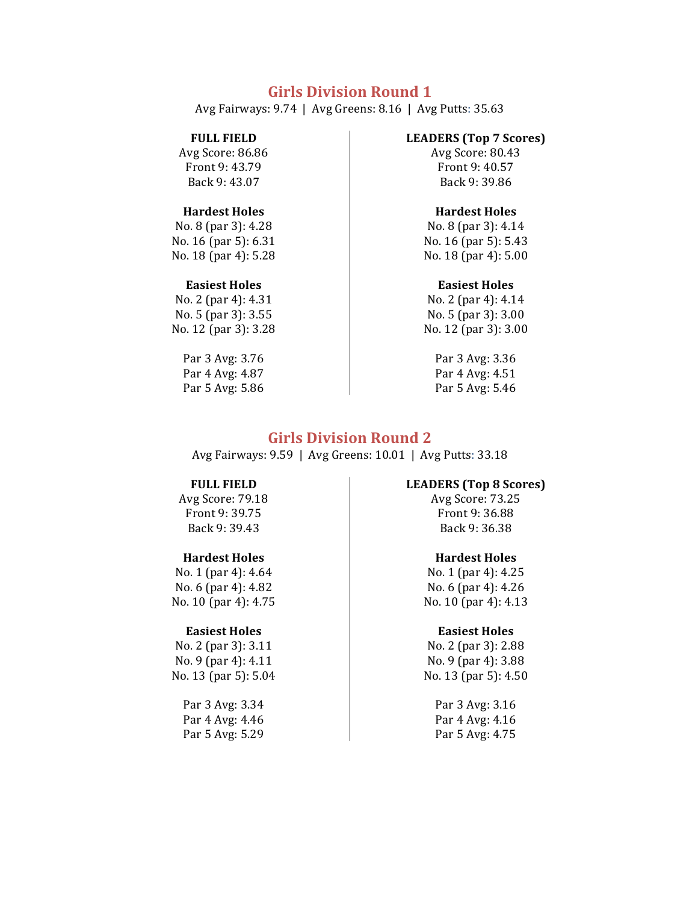## Girls Division Round 1

Avg Fairways: 9.74 | Avg Greens: 8.16 | Avg Putts: 35.63

**FULL FIELD**

Avg Score: 86.86
Front 9: 43.79
Back 9: 43.07

**Hardest Holes**

No. 8 (par 3): 4.28
No. 16 (par 5): 6.31
No. 18 (par 4): 5.28

**Easiest Holes**

No. 2 (par 4): 4.31
No. 5 (par 3): 3.55
No. 12 (par 3): 3.28

Par 3 Avg: 3.76
Par 4 Avg: 4.87
Par 5 Avg: 5.86

**LEADERS (Top 7 Scores)**

Avg Score: 80.43
Front 9: 40.57
Back 9: 39.86

**Hardest Holes**

No. 8 (par 3): 4.14
No. 16 (par 5): 5.43
No. 18 (par 4): 5.00

**Easiest Holes**

No. 2 (par 4): 4.14
No. 5 (par 3): 3.00
No. 12 (par 3): 3.00

Par 3 Avg: 3.36
Par 4 Avg: 4.51
Par 5 Avg: 5.46

## Girls Division Round 2

Avg Fairways: 9.59 | Avg Greens: 10.01 | Avg Putts: 33.18

**FULL FIELD**

Avg Score: 79.18
Front 9: 39.75
Back 9: 39.43

**Hardest Holes**

No. 1 (par 4): 4.64
No. 6 (par 4): 4.82
No. 10 (par 4): 4.75

**Easiest Holes**

No. 2 (par 3): 3.11
No. 9 (par 4): 4.11
No. 13 (par 5): 5.04

Par 3 Avg: 3.34
Par 4 Avg: 4.46
Par 5 Avg: 5.29

**LEADERS (Top 8 Scores)**

Avg Score: 73.25
Front 9: 36.88
Back 9: 36.38

**Hardest Holes**

No. 1 (par 4): 4.25
No. 6 (par 4): 4.26
No. 10 (par 4): 4.13

**Easiest Holes**

No. 2 (par 3): 2.88
No. 9 (par 4): 3.88
No. 13 (par 5): 4.50

Par 3 Avg: 3.16
Par 4 Avg: 4.16
Par 5 Avg: 4.75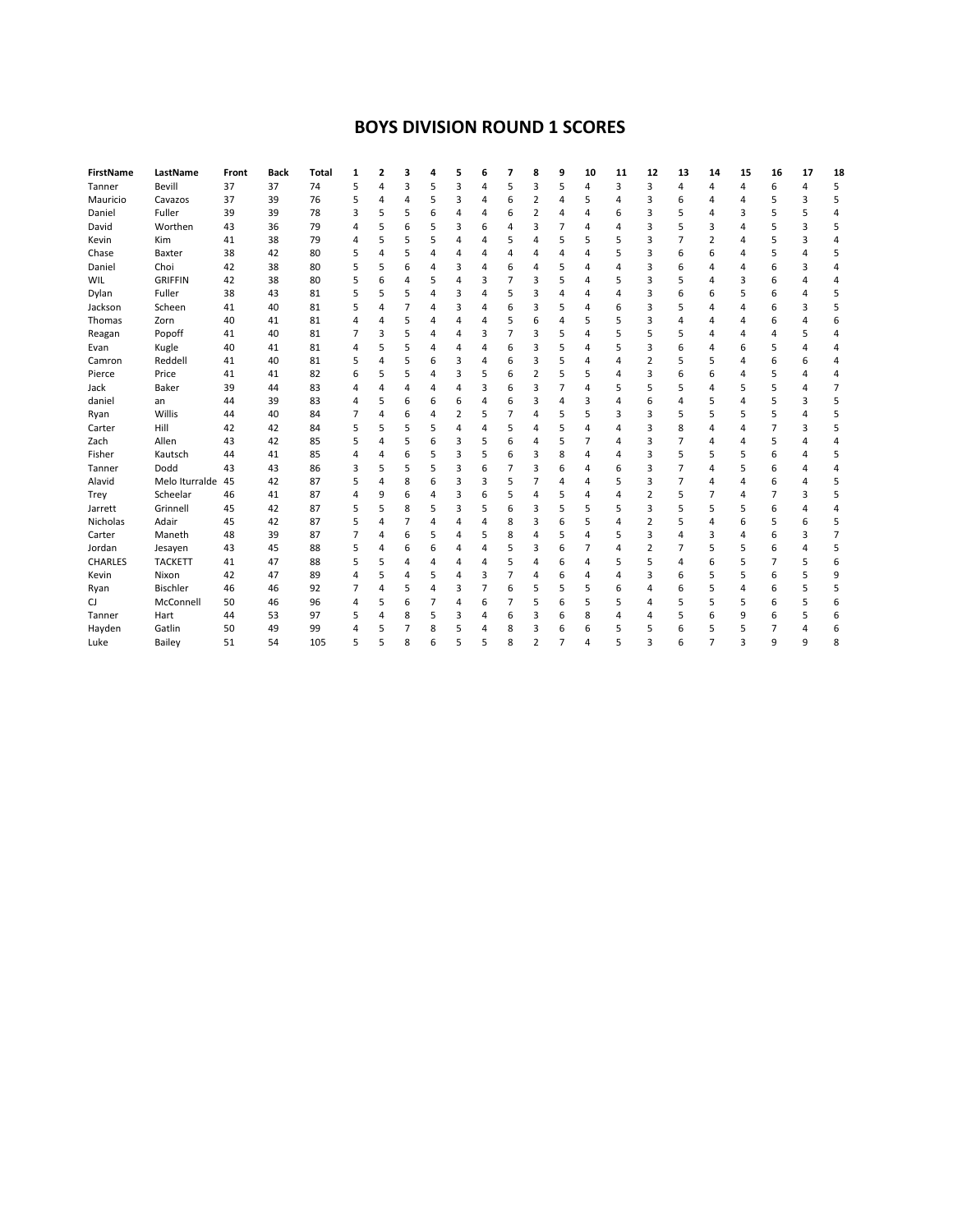# BOYS DIVISION ROUND 1 SCORES

| FirstName | LastName | Front | Back | Total | 1 | 2 | 3 | 4 | 5 | 6 | 7 | 8 | 9 | 10 | 11 | 12 | 13 | 14 | 15 | 16 | 17 | 18 |
|---|---|---|---|---|---|---|---|---|---|---|---|---|---|---|---|---|---|---|---|---|---|---|
| Tanner | Bevill | 37 | 37 | 74 | 5 | 4 | 3 | 5 | 3 | 4 | 5 | 3 | 5 | 4 | 3 | 3 | 4 | 4 | 4 | 6 | 4 | 5 |
| Mauricio | Cavazos | 37 | 39 | 76 | 5 | 4 | 4 | 5 | 3 | 4 | 6 | 2 | 4 | 5 | 4 | 3 | 6 | 4 | 4 | 5 | 3 | 5 |
| Daniel | Fuller | 39 | 39 | 78 | 3 | 5 | 5 | 6 | 4 | 4 | 6 | 2 | 4 | 4 | 6 | 3 | 5 | 4 | 3 | 5 | 5 | 4 |
| David | Worthen | 43 | 36 | 79 | 4 | 5 | 6 | 5 | 3 | 6 | 4 | 3 | 7 | 4 | 4 | 3 | 5 | 3 | 4 | 5 | 3 | 5 |
| Kevin | Kim | 41 | 38 | 79 | 4 | 5 | 5 | 5 | 4 | 4 | 5 | 4 | 5 | 5 | 5 | 3 | 7 | 2 | 4 | 5 | 3 | 4 |
| Chase | Baxter | 38 | 42 | 80 | 5 | 4 | 5 | 4 | 4 | 4 | 4 | 4 | 4 | 4 | 5 | 3 | 6 | 6 | 4 | 5 | 4 | 5 |
| Daniel | Choi | 42 | 38 | 80 | 5 | 5 | 6 | 4 | 3 | 4 | 6 | 4 | 5 | 4 | 4 | 3 | 6 | 4 | 4 | 6 | 3 | 4 |
| WIL | GRIFFIN | 42 | 38 | 80 | 5 | 6 | 4 | 5 | 4 | 3 | 7 | 3 | 5 | 4 | 5 | 3 | 5 | 4 | 3 | 6 | 4 | 4 |
| Dylan | Fuller | 38 | 43 | 81 | 5 | 5 | 5 | 4 | 3 | 4 | 5 | 3 | 4 | 4 | 4 | 3 | 6 | 6 | 5 | 6 | 4 | 5 |
| Jackson | Scheen | 41 | 40 | 81 | 5 | 4 | 7 | 4 | 3 | 4 | 6 | 3 | 5 | 4 | 6 | 3 | 5 | 4 | 4 | 6 | 3 | 5 |
| Thomas | Zorn | 40 | 41 | 81 | 4 | 4 | 5 | 4 | 4 | 4 | 5 | 6 | 4 | 5 | 5 | 3 | 4 | 4 | 4 | 6 | 4 | 6 |
| Reagan | Popoff | 41 | 40 | 81 | 7 | 3 | 5 | 4 | 4 | 3 | 7 | 3 | 5 | 4 | 5 | 5 | 5 | 4 | 4 | 4 | 5 | 4 |
| Evan | Kugle | 40 | 41 | 81 | 4 | 5 | 5 | 4 | 4 | 4 | 6 | 3 | 5 | 4 | 5 | 3 | 6 | 4 | 6 | 5 | 4 | 4 |
| Camron | Reddell | 41 | 40 | 81 | 5 | 4 | 5 | 6 | 3 | 4 | 6 | 3 | 5 | 4 | 4 | 2 | 5 | 5 | 4 | 6 | 6 | 4 |
| Pierce | Price | 41 | 41 | 82 | 6 | 5 | 5 | 4 | 3 | 5 | 6 | 2 | 5 | 5 | 4 | 3 | 6 | 6 | 4 | 5 | 4 | 4 |
| Jack | Baker | 39 | 44 | 83 | 4 | 4 | 4 | 4 | 4 | 3 | 6 | 3 | 7 | 4 | 5 | 5 | 5 | 4 | 5 | 5 | 4 | 7 |
| daniel | an | 44 | 39 | 83 | 4 | 5 | 6 | 6 | 6 | 4 | 6 | 3 | 4 | 3 | 4 | 6 | 4 | 5 | 4 | 5 | 3 | 5 |
| Ryan | Willis | 44 | 40 | 84 | 7 | 4 | 6 | 4 | 2 | 5 | 7 | 4 | 5 | 5 | 3 | 3 | 5 | 5 | 5 | 5 | 4 | 5 |
| Carter | Hill | 42 | 42 | 84 | 5 | 5 | 5 | 5 | 4 | 4 | 5 | 4 | 5 | 4 | 4 | 3 | 8 | 4 | 4 | 7 | 3 | 5 |
| Zach | Allen | 43 | 42 | 85 | 5 | 4 | 5 | 6 | 3 | 5 | 6 | 4 | 5 | 7 | 4 | 3 | 7 | 4 | 4 | 5 | 4 | 4 |
| Fisher | Kautsch | 44 | 41 | 85 | 4 | 4 | 6 | 5 | 3 | 5 | 6 | 3 | 8 | 4 | 4 | 3 | 5 | 5 | 5 | 6 | 4 | 5 |
| Tanner | Dodd | 43 | 43 | 86 | 3 | 5 | 5 | 5 | 3 | 6 | 7 | 3 | 6 | 4 | 6 | 3 | 7 | 4 | 5 | 6 | 4 | 4 |
| Alavid | Melo Iturralde | 45 | 42 | 87 | 5 | 4 | 8 | 6 | 3 | 3 | 5 | 7 | 4 | 4 | 5 | 3 | 7 | 4 | 4 | 6 | 4 | 5 |
| Trey | Scheelar | 46 | 41 | 87 | 4 | 9 | 6 | 4 | 3 | 6 | 5 | 4 | 5 | 4 | 4 | 2 | 5 | 7 | 4 | 7 | 3 | 5 |
| Jarrett | Grinnell | 45 | 42 | 87 | 5 | 5 | 8 | 5 | 3 | 5 | 6 | 3 | 5 | 5 | 5 | 3 | 5 | 5 | 5 | 6 | 4 | 4 |
| Nicholas | Adair | 45 | 42 | 87 | 5 | 4 | 7 | 4 | 4 | 4 | 8 | 3 | 6 | 5 | 4 | 2 | 5 | 4 | 6 | 5 | 6 | 5 |
| Carter | Maneth | 48 | 39 | 87 | 7 | 4 | 6 | 5 | 4 | 5 | 8 | 4 | 5 | 4 | 5 | 3 | 4 | 3 | 4 | 6 | 3 | 7 |
| Jordan | Jesayen | 43 | 45 | 88 | 5 | 4 | 6 | 6 | 4 | 4 | 5 | 3 | 6 | 7 | 4 | 2 | 7 | 5 | 5 | 6 | 4 | 5 |
| CHARLES | TACKETT | 41 | 47 | 88 | 5 | 5 | 4 | 4 | 4 | 4 | 5 | 4 | 6 | 4 | 5 | 5 | 4 | 6 | 5 | 7 | 5 | 6 |
| Kevin | Nixon | 42 | 47 | 89 | 4 | 5 | 4 | 5 | 4 | 3 | 7 | 4 | 6 | 4 | 4 | 3 | 6 | 5 | 5 | 6 | 5 | 9 |
| Ryan | Bischler | 46 | 46 | 92 | 7 | 4 | 5 | 4 | 3 | 7 | 6 | 5 | 5 | 5 | 6 | 4 | 6 | 5 | 4 | 6 | 5 | 5 |
| CJ | McConnell | 50 | 46 | 96 | 4 | 5 | 6 | 7 | 4 | 6 | 7 | 5 | 6 | 5 | 5 | 4 | 5 | 5 | 5 | 6 | 5 | 6 |
| Tanner | Hart | 44 | 53 | 97 | 5 | 4 | 8 | 5 | 3 | 4 | 6 | 3 | 6 | 8 | 4 | 4 | 5 | 6 | 9 | 6 | 5 | 6 |
| Hayden | Gatlin | 50 | 49 | 99 | 4 | 5 | 7 | 8 | 5 | 4 | 8 | 3 | 6 | 6 | 5 | 5 | 6 | 5 | 5 | 7 | 4 | 6 |
| Luke | Bailey | 51 | 54 | 105 | 5 | 5 | 8 | 6 | 5 | 5 | 8 | 2 | 7 | 4 | 5 | 3 | 6 | 7 | 3 | 9 | 9 | 8 |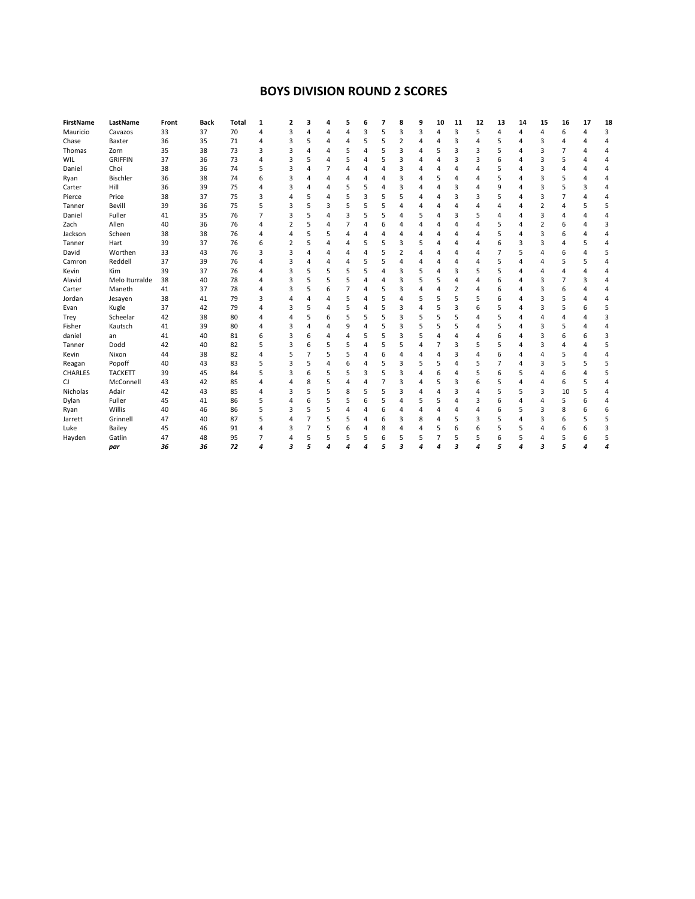# BOYS DIVISION ROUND 2 SCORES

| FirstName | LastName | Front | Back | Total | 1 | 2 | 3 | 4 | 5 | 6 | 7 | 8 | 9 | 10 | 11 | 12 | 13 | 14 | 15 | 16 | 17 | 18 |
|---|---|---|---|---|---|---|---|---|---|---|---|---|---|---|---|---|---|---|---|---|---|---|
| Mauricio | Cavazos | 33 | 37 | 70 | 4 | 3 | 4 | 4 | 4 | 3 | 5 | 3 | 3 | 4 | 3 | 5 | 4 | 4 | 4 | 6 | 4 | 3 |
| Chase | Baxter | 36 | 35 | 71 | 4 | 3 | 5 | 4 | 4 | 5 | 5 | 2 | 4 | 4 | 3 | 4 | 5 | 4 | 3 | 4 | 4 | 4 |
| Thomas | Zorn | 35 | 38 | 73 | 3 | 3 | 4 | 4 | 5 | 4 | 5 | 3 | 4 | 5 | 3 | 3 | 5 | 4 | 3 | 7 | 4 | 4 |
| WIL | GRIFFIN | 37 | 36 | 73 | 4 | 3 | 5 | 4 | 5 | 4 | 5 | 3 | 4 | 4 | 3 | 3 | 6 | 4 | 3 | 5 | 4 | 4 |
| Daniel | Choi | 38 | 36 | 74 | 5 | 3 | 4 | 7 | 4 | 4 | 4 | 3 | 4 | 4 | 4 | 4 | 5 | 4 | 3 | 4 | 4 | 4 |
| Ryan | Bischler | 36 | 38 | 74 | 6 | 3 | 4 | 4 | 4 | 4 | 4 | 3 | 4 | 5 | 4 | 4 | 5 | 4 | 3 | 5 | 4 | 4 |
| Carter | Hill | 36 | 39 | 75 | 4 | 3 | 4 | 4 | 5 | 5 | 4 | 3 | 4 | 4 | 3 | 4 | 9 | 4 | 3 | 5 | 3 | 4 |
| Pierce | Price | 38 | 37 | 75 | 3 | 4 | 5 | 4 | 5 | 3 | 5 | 5 | 4 | 4 | 3 | 3 | 5 | 4 | 3 | 7 | 4 | 4 |
| Tanner | Bevill | 39 | 36 | 75 | 5 | 3 | 5 | 3 | 5 | 5 | 5 | 4 | 4 | 4 | 4 | 4 | 4 | 4 | 2 | 4 | 5 | 5 |
| Daniel | Fuller | 41 | 35 | 76 | 7 | 3 | 5 | 4 | 3 | 5 | 5 | 4 | 5 | 4 | 3 | 5 | 4 | 4 | 3 | 4 | 4 | 4 |
| Zach | Allen | 40 | 36 | 76 | 4 | 2 | 5 | 4 | 7 | 4 | 6 | 4 | 4 | 4 | 4 | 4 | 5 | 4 | 2 | 6 | 4 | 3 |
| Jackson | Scheen | 38 | 38 | 76 | 4 | 4 | 5 | 5 | 4 | 4 | 4 | 4 | 4 | 4 | 4 | 4 | 5 | 4 | 3 | 6 | 4 | 4 |
| Tanner | Hart | 39 | 37 | 76 | 6 | 2 | 5 | 4 | 4 | 5 | 5 | 3 | 5 | 4 | 4 | 4 | 6 | 3 | 3 | 4 | 5 | 4 |
| David | Worthen | 33 | 43 | 76 | 3 | 3 | 4 | 4 | 4 | 4 | 5 | 2 | 4 | 4 | 4 | 4 | 7 | 5 | 4 | 6 | 4 | 5 |
| Camron | Reddell | 37 | 39 | 76 | 4 | 3 | 4 | 4 | 4 | 5 | 5 | 4 | 4 | 4 | 4 | 4 | 5 | 4 | 4 | 5 | 5 | 4 |
| Kevin | Kim | 39 | 37 | 76 | 4 | 3 | 5 | 5 | 5 | 5 | 4 | 3 | 5 | 4 | 3 | 5 | 5 | 4 | 4 | 4 | 4 | 4 |
| Alavid | Melo Iturralde | 38 | 40 | 78 | 4 | 3 | 5 | 5 | 5 | 4 | 4 | 3 | 5 | 5 | 4 | 4 | 6 | 4 | 3 | 7 | 3 | 4 |
| Carter | Maneth | 41 | 37 | 78 | 4 | 3 | 5 | 6 | 7 | 4 | 5 | 3 | 4 | 4 | 2 | 4 | 6 | 4 | 3 | 6 | 4 | 4 |
| Jordan | Jesayen | 38 | 41 | 79 | 3 | 4 | 4 | 4 | 5 | 4 | 5 | 4 | 5 | 5 | 5 | 5 | 6 | 4 | 3 | 5 | 4 | 4 |
| Evan | Kugle | 37 | 42 | 79 | 4 | 3 | 5 | 4 | 5 | 4 | 5 | 3 | 4 | 5 | 3 | 6 | 5 | 4 | 3 | 5 | 6 | 5 |
| Trey | Scheelar | 42 | 38 | 80 | 4 | 4 | 5 | 6 | 5 | 5 | 5 | 3 | 5 | 5 | 5 | 4 | 5 | 4 | 4 | 4 | 4 | 3 |
| Fisher | Kautsch | 41 | 39 | 80 | 4 | 3 | 4 | 4 | 9 | 4 | 5 | 3 | 5 | 5 | 5 | 4 | 5 | 4 | 3 | 5 | 4 | 4 |
| daniel | an | 41 | 40 | 81 | 6 | 3 | 6 | 4 | 4 | 5 | 5 | 3 | 5 | 4 | 4 | 4 | 6 | 4 | 3 | 6 | 6 | 3 |
| Tanner | Dodd | 42 | 40 | 82 | 5 | 3 | 6 | 5 | 5 | 4 | 5 | 5 | 4 | 7 | 3 | 5 | 5 | 4 | 3 | 4 | 4 | 5 |
| Kevin | Nixon | 44 | 38 | 82 | 4 | 5 | 7 | 5 | 5 | 4 | 6 | 4 | 4 | 4 | 3 | 4 | 6 | 4 | 4 | 5 | 4 | 4 |
| Reagan | Popoff | 40 | 43 | 83 | 5 | 3 | 5 | 4 | 6 | 4 | 5 | 3 | 5 | 5 | 4 | 5 | 7 | 4 | 3 | 5 | 5 | 5 |
| CHARLES | TACKETT | 39 | 45 | 84 | 5 | 3 | 6 | 5 | 5 | 3 | 5 | 3 | 4 | 6 | 4 | 5 | 6 | 5 | 4 | 6 | 4 | 5 |
| CJ | McConnell | 43 | 42 | 85 | 4 | 4 | 8 | 5 | 4 | 4 | 7 | 3 | 4 | 5 | 3 | 6 | 5 | 4 | 4 | 6 | 5 | 4 |
| Nicholas | Adair | 42 | 43 | 85 | 4 | 3 | 5 | 5 | 8 | 5 | 5 | 3 | 4 | 4 | 3 | 4 | 5 | 5 | 3 | 10 | 5 | 4 |
| Dylan | Fuller | 45 | 41 | 86 | 5 | 4 | 6 | 5 | 5 | 6 | 5 | 4 | 5 | 5 | 4 | 3 | 6 | 4 | 4 | 5 | 6 | 4 |
| Ryan | Willis | 40 | 46 | 86 | 5 | 3 | 5 | 5 | 4 | 4 | 6 | 4 | 4 | 4 | 4 | 4 | 6 | 5 | 3 | 8 | 6 | 6 |
| Jarrett | Grinnell | 47 | 40 | 87 | 5 | 4 | 7 | 5 | 5 | 4 | 6 | 3 | 8 | 4 | 5 | 3 | 5 | 4 | 3 | 6 | 5 | 5 |
| Luke | Bailey | 45 | 46 | 91 | 4 | 3 | 7 | 5 | 6 | 4 | 8 | 4 | 4 | 5 | 6 | 6 | 5 | 5 | 4 | 6 | 6 | 3 |
| Hayden | Gatlin | 47 | 48 | 95 | 7 | 4 | 5 | 5 | 5 | 5 | 6 | 5 | 5 | 7 | 5 | 5 | 6 | 5 | 4 | 5 | 6 | 5 |
| | ***par*** | ***36*** | ***36*** | ***72*** | ***4*** | ***3*** | ***5*** | ***4*** | ***4*** | ***4*** | ***5*** | ***3*** | ***4*** | ***4*** | ***3*** | ***4*** | ***5*** | ***4*** | ***3*** | ***5*** | ***4*** | ***4*** |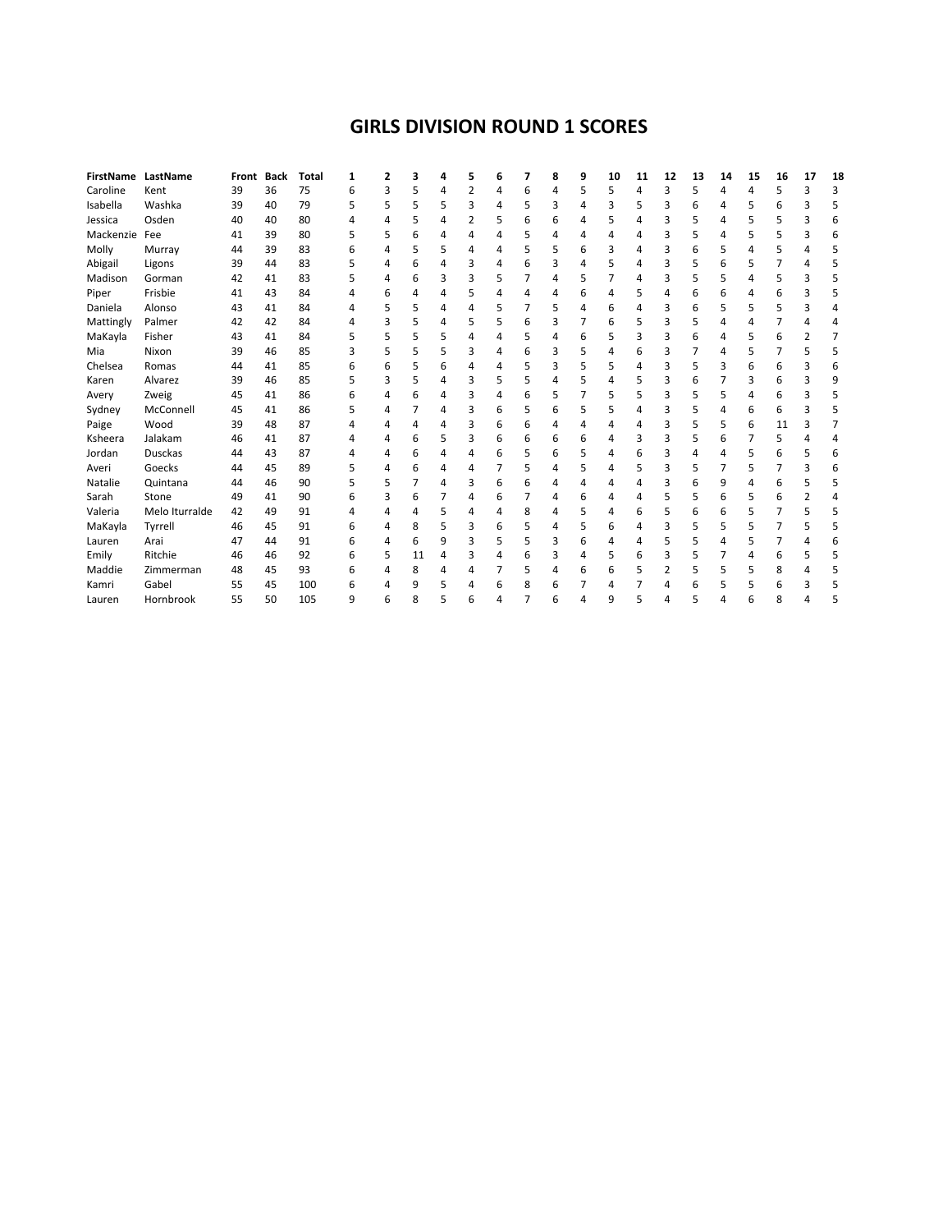# GIRLS DIVISION ROUND 1 SCORES

| FirstName | LastName | Front | Back | Total | 1 | 2 | 3 | 4 | 5 | 6 | 7 | 8 | 9 | 10 | 11 | 12 | 13 | 14 | 15 | 16 | 17 | 18 |
|---|---|---|---|---|---|---|---|---|---|---|---|---|---|---|---|---|---|---|---|---|---|---|
| Caroline | Kent | 39 | 36 | 75 | 6 | 3 | 5 | 4 | 2 | 4 | 6 | 4 | 5 | 5 | 4 | 3 | 5 | 4 | 4 | 5 | 3 | 3 |
| Isabella | Washka | 39 | 40 | 79 | 5 | 5 | 5 | 5 | 3 | 4 | 5 | 3 | 4 | 3 | 5 | 3 | 6 | 4 | 5 | 6 | 3 | 5 |
| Jessica | Osden | 40 | 40 | 80 | 4 | 4 | 5 | 4 | 2 | 5 | 6 | 6 | 4 | 5 | 4 | 3 | 5 | 4 | 5 | 5 | 3 | 6 |
| Mackenzie | Fee | 41 | 39 | 80 | 5 | 5 | 6 | 4 | 4 | 4 | 5 | 4 | 4 | 4 | 4 | 3 | 5 | 4 | 5 | 5 | 3 | 6 |
| Molly | Murray | 44 | 39 | 83 | 6 | 4 | 5 | 5 | 4 | 4 | 5 | 5 | 6 | 3 | 4 | 3 | 6 | 5 | 4 | 5 | 4 | 5 |
| Abigail | Ligons | 39 | 44 | 83 | 5 | 4 | 6 | 4 | 3 | 4 | 6 | 3 | 4 | 5 | 4 | 3 | 5 | 6 | 5 | 7 | 4 | 5 |
| Madison | Gorman | 42 | 41 | 83 | 5 | 4 | 6 | 3 | 3 | 5 | 7 | 4 | 5 | 7 | 4 | 3 | 5 | 5 | 4 | 5 | 3 | 5 |
| Piper | Frisbie | 41 | 43 | 84 | 4 | 6 | 4 | 4 | 5 | 4 | 4 | 4 | 6 | 4 | 5 | 4 | 6 | 6 | 4 | 6 | 3 | 5 |
| Daniela | Alonso | 43 | 41 | 84 | 4 | 5 | 5 | 4 | 4 | 5 | 7 | 5 | 4 | 6 | 4 | 3 | 6 | 5 | 5 | 5 | 3 | 4 |
| Mattingly | Palmer | 42 | 42 | 84 | 4 | 3 | 5 | 4 | 5 | 5 | 6 | 3 | 7 | 6 | 5 | 3 | 5 | 4 | 4 | 7 | 4 | 4 |
| MaKayla | Fisher | 43 | 41 | 84 | 5 | 5 | 5 | 5 | 4 | 4 | 5 | 4 | 6 | 5 | 3 | 3 | 6 | 4 | 5 | 6 | 2 | 7 |
| Mia | Nixon | 39 | 46 | 85 | 3 | 5 | 5 | 5 | 3 | 4 | 6 | 3 | 5 | 4 | 6 | 3 | 7 | 4 | 5 | 7 | 5 | 5 |
| Chelsea | Romas | 44 | 41 | 85 | 6 | 6 | 5 | 6 | 4 | 4 | 5 | 3 | 5 | 5 | 4 | 3 | 5 | 3 | 6 | 6 | 3 | 6 |
| Karen | Alvarez | 39 | 46 | 85 | 5 | 3 | 5 | 4 | 3 | 5 | 5 | 4 | 5 | 4 | 5 | 3 | 6 | 7 | 3 | 6 | 3 | 9 |
| Avery | Zweig | 45 | 41 | 86 | 6 | 4 | 6 | 4 | 3 | 4 | 6 | 5 | 7 | 5 | 5 | 3 | 5 | 5 | 4 | 6 | 3 | 5 |
| Sydney | McConnell | 45 | 41 | 86 | 5 | 4 | 7 | 4 | 3 | 6 | 5 | 6 | 5 | 5 | 4 | 3 | 5 | 4 | 6 | 6 | 3 | 5 |
| Paige | Wood | 39 | 48 | 87 | 4 | 4 | 4 | 4 | 3 | 6 | 6 | 4 | 4 | 4 | 4 | 3 | 5 | 5 | 6 | 11 | 3 | 7 |
| Ksheera | Jalakam | 46 | 41 | 87 | 4 | 4 | 6 | 5 | 3 | 6 | 6 | 6 | 6 | 4 | 3 | 3 | 5 | 6 | 7 | 5 | 4 | 4 |
| Jordan | Dusckas | 44 | 43 | 87 | 4 | 4 | 6 | 4 | 4 | 6 | 5 | 6 | 5 | 4 | 6 | 3 | 4 | 4 | 5 | 6 | 5 | 6 |
| Averi | Goecks | 44 | 45 | 89 | 5 | 4 | 6 | 4 | 4 | 7 | 5 | 4 | 5 | 4 | 5 | 3 | 5 | 7 | 5 | 7 | 3 | 6 |
| Natalie | Quintana | 44 | 46 | 90 | 5 | 5 | 7 | 4 | 3 | 6 | 6 | 4 | 4 | 4 | 4 | 3 | 6 | 9 | 4 | 6 | 5 | 5 |
| Sarah | Stone | 49 | 41 | 90 | 6 | 3 | 6 | 7 | 4 | 6 | 7 | 4 | 6 | 4 | 4 | 5 | 5 | 6 | 5 | 6 | 2 | 4 |
| Valeria | Melo Iturralde | 42 | 49 | 91 | 4 | 4 | 4 | 5 | 4 | 4 | 8 | 4 | 5 | 4 | 6 | 5 | 6 | 6 | 5 | 7 | 5 | 5 |
| MaKayla | Tyrrell | 46 | 45 | 91 | 6 | 4 | 8 | 5 | 3 | 6 | 5 | 4 | 5 | 6 | 4 | 3 | 5 | 5 | 5 | 7 | 5 | 5 |
| Lauren | Arai | 47 | 44 | 91 | 6 | 4 | 6 | 9 | 3 | 5 | 5 | 3 | 6 | 4 | 4 | 5 | 5 | 4 | 5 | 7 | 4 | 6 |
| Emily | Ritchie | 46 | 46 | 92 | 6 | 5 | 11 | 4 | 3 | 4 | 6 | 3 | 4 | 5 | 6 | 3 | 5 | 7 | 4 | 6 | 5 | 5 |
| Maddie | Zimmerman | 48 | 45 | 93 | 6 | 4 | 8 | 4 | 4 | 7 | 5 | 4 | 6 | 6 | 5 | 2 | 5 | 5 | 5 | 8 | 4 | 5 |
| Kamri | Gabel | 55 | 45 | 100 | 6 | 4 | 9 | 5 | 4 | 6 | 8 | 6 | 7 | 4 | 7 | 4 | 6 | 5 | 5 | 6 | 3 | 5 |
| Lauren | Hornbrook | 55 | 50 | 105 | 9 | 6 | 8 | 5 | 6 | 4 | 7 | 6 | 4 | 9 | 5 | 4 | 5 | 4 | 6 | 8 | 4 | 5 |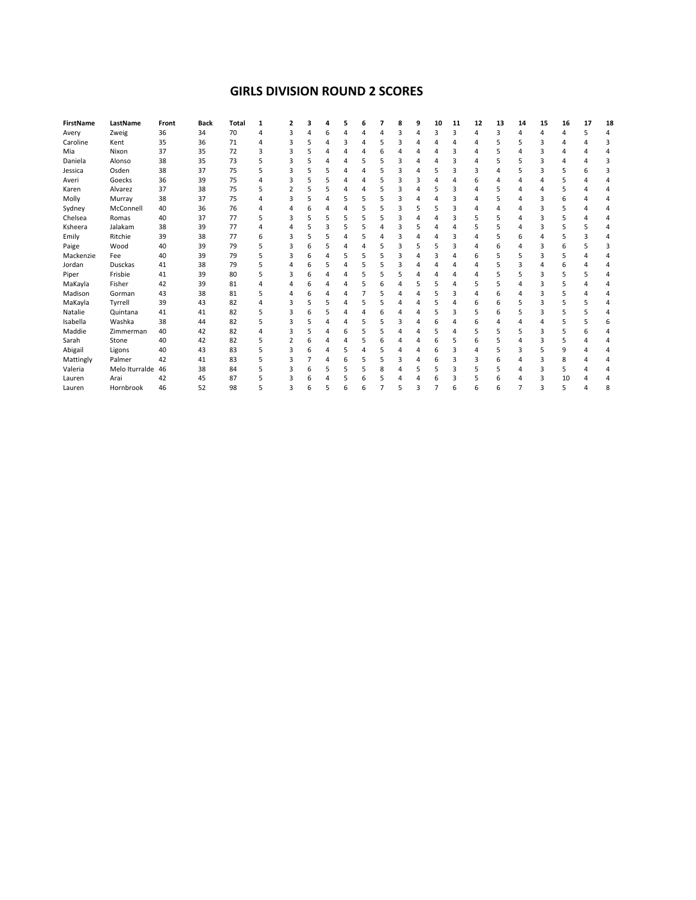# GIRLS DIVISION ROUND 2 SCORES

| FirstName | LastName | Front | Back | Total | 1 | 2 | 3 | 4 | 5 | 6 | 7 | 8 | 9 | 10 | 11 | 12 | 13 | 14 | 15 | 16 | 17 | 18 |
|---|---|---|---|---|---|---|---|---|---|---|---|---|---|---|---|---|---|---|---|---|---|---|
| Avery | Zweig | 36 | 34 | 70 | 4 | 3 | 4 | 6 | 4 | 4 | 4 | 3 | 4 | 3 | 3 | 4 | 3 | 4 | 4 | 4 | 5 | 4 |
| Caroline | Kent | 35 | 36 | 71 | 4 | 3 | 5 | 4 | 3 | 4 | 5 | 3 | 4 | 4 | 4 | 4 | 5 | 5 | 3 | 4 | 4 | 3 |
| Mia | Nixon | 37 | 35 | 72 | 3 | 3 | 5 | 4 | 4 | 4 | 6 | 4 | 4 | 4 | 3 | 4 | 5 | 4 | 3 | 4 | 4 | 4 |
| Daniela | Alonso | 38 | 35 | 73 | 5 | 3 | 5 | 4 | 4 | 5 | 5 | 3 | 4 | 4 | 3 | 4 | 5 | 5 | 3 | 4 | 4 | 3 |
| Jessica | Osden | 38 | 37 | 75 | 5 | 3 | 5 | 5 | 4 | 4 | 5 | 3 | 4 | 5 | 3 | 3 | 4 | 5 | 3 | 5 | 6 | 3 |
| Averi | Goecks | 36 | 39 | 75 | 4 | 3 | 5 | 5 | 4 | 4 | 5 | 3 | 3 | 4 | 4 | 6 | 4 | 4 | 4 | 5 | 4 | 4 |
| Karen | Alvarez | 37 | 38 | 75 | 5 | 2 | 5 | 5 | 4 | 4 | 5 | 3 | 4 | 5 | 3 | 4 | 5 | 4 | 4 | 5 | 4 | 4 |
| Molly | Murray | 38 | 37 | 75 | 4 | 3 | 5 | 4 | 5 | 5 | 5 | 3 | 4 | 4 | 3 | 4 | 5 | 4 | 3 | 6 | 4 | 4 |
| Sydney | McConnell | 40 | 36 | 76 | 4 | 4 | 6 | 4 | 4 | 5 | 5 | 3 | 5 | 5 | 3 | 4 | 4 | 4 | 3 | 5 | 4 | 4 |
| Chelsea | Romas | 40 | 37 | 77 | 5 | 3 | 5 | 5 | 5 | 5 | 5 | 3 | 4 | 4 | 3 | 5 | 5 | 4 | 3 | 5 | 4 | 4 |
| Ksheera | Jalakam | 38 | 39 | 77 | 4 | 4 | 5 | 3 | 5 | 5 | 4 | 3 | 5 | 4 | 4 | 5 | 5 | 4 | 3 | 5 | 5 | 4 |
| Emily | Ritchie | 39 | 38 | 77 | 6 | 3 | 5 | 5 | 4 | 5 | 4 | 3 | 4 | 4 | 3 | 4 | 5 | 6 | 4 | 5 | 3 | 4 |
| Paige | Wood | 40 | 39 | 79 | 5 | 3 | 6 | 5 | 4 | 4 | 5 | 3 | 5 | 5 | 3 | 4 | 6 | 4 | 3 | 6 | 5 | 3 |
| Mackenzie | Fee | 40 | 39 | 79 | 5 | 3 | 6 | 4 | 5 | 5 | 5 | 3 | 4 | 3 | 4 | 6 | 5 | 5 | 3 | 5 | 4 | 4 |
| Jordan | Dusckas | 41 | 38 | 79 | 5 | 4 | 6 | 5 | 4 | 5 | 5 | 3 | 4 | 4 | 4 | 4 | 5 | 3 | 4 | 6 | 4 | 4 |
| Piper | Frisbie | 41 | 39 | 80 | 5 | 3 | 6 | 4 | 4 | 5 | 5 | 5 | 4 | 4 | 4 | 4 | 5 | 5 | 3 | 5 | 5 | 4 |
| MaKayla | Fisher | 42 | 39 | 81 | 4 | 4 | 6 | 4 | 4 | 5 | 6 | 4 | 5 | 5 | 4 | 5 | 5 | 4 | 3 | 5 | 4 | 4 |
| Madison | Gorman | 43 | 38 | 81 | 5 | 4 | 6 | 4 | 4 | 7 | 5 | 4 | 4 | 5 | 3 | 4 | 6 | 4 | 3 | 5 | 4 | 4 |
| MaKayla | Tyrrell | 39 | 43 | 82 | 4 | 3 | 5 | 5 | 4 | 5 | 5 | 4 | 4 | 5 | 4 | 6 | 6 | 5 | 3 | 5 | 5 | 4 |
| Natalie | Quintana | 41 | 41 | 82 | 5 | 3 | 6 | 5 | 4 | 4 | 6 | 4 | 4 | 5 | 3 | 5 | 6 | 5 | 3 | 5 | 5 | 4 |
| Isabella | Washka | 38 | 44 | 82 | 5 | 3 | 5 | 4 | 4 | 5 | 5 | 3 | 4 | 6 | 4 | 6 | 4 | 4 | 4 | 5 | 5 | 6 |
| Maddie | Zimmerman | 40 | 42 | 82 | 4 | 3 | 5 | 4 | 6 | 5 | 5 | 4 | 4 | 5 | 4 | 5 | 5 | 5 | 3 | 5 | 6 | 4 |
| Sarah | Stone | 40 | 42 | 82 | 5 | 2 | 6 | 4 | 4 | 5 | 6 | 4 | 4 | 6 | 5 | 6 | 5 | 4 | 3 | 5 | 4 | 4 |
| Abigail | Ligons | 40 | 43 | 83 | 5 | 3 | 6 | 4 | 5 | 4 | 5 | 4 | 4 | 6 | 3 | 4 | 5 | 3 | 5 | 9 | 4 | 4 |
| Mattingly | Palmer | 42 | 41 | 83 | 5 | 3 | 7 | 4 | 6 | 5 | 5 | 3 | 4 | 6 | 3 | 3 | 6 | 4 | 3 | 8 | 4 | 4 |
| Valeria | Melo Iturralde | 46 | 38 | 84 | 5 | 3 | 6 | 5 | 5 | 5 | 8 | 4 | 5 | 5 | 3 | 5 | 5 | 4 | 3 | 5 | 4 | 4 |
| Lauren | Arai | 42 | 45 | 87 | 5 | 3 | 6 | 4 | 5 | 6 | 5 | 4 | 4 | 6 | 3 | 5 | 6 | 4 | 3 | 10 | 4 | 4 |
| Lauren | Hornbrook | 46 | 52 | 98 | 5 | 3 | 6 | 5 | 6 | 6 | 7 | 5 | 3 | 7 | 6 | 6 | 6 | 7 | 3 | 5 | 4 | 8 |